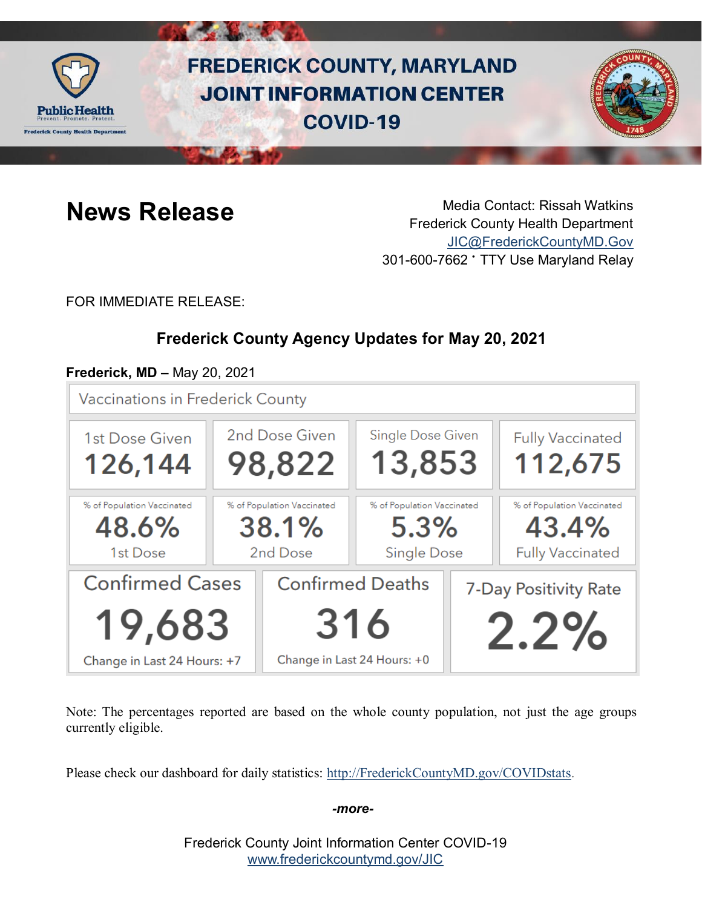# FREDERICK COUNTY, MARYLAND JOINT INFORMATION CENTER COVID-19

Public Health
Prevent. Promote. Protect.
Frederick County Health Department

## News Release

Media Contact: Rissah Watkins
Frederick County Health Department
JIC@FrederickCountyMD.Gov
301-600-7662 · TTY Use Maryland Relay

FOR IMMEDIATE RELEASE:

### Frederick County Agency Updates for May 20, 2021

**Frederick, MD –** May 20, 2021

**Vaccinations in Frederick County**

| 1st Dose Given | 2nd Dose Given | Single Dose Given | Fully Vaccinated |
|---|---|---|---|
| 126,144 | 98,822 | 13,853 | 112,675 |
| % of Population Vaccinated 48.6% 1st Dose | % of Population Vaccinated 38.1% 2nd Dose | % of Population Vaccinated 5.3% Single Dose | % of Population Vaccinated 43.4% Fully Vaccinated |

| Confirmed Cases | Confirmed Deaths | 7-Day Positivity Rate |
|---|---|---|
| 19,683 | 316 | 2.2% |
| Change in Last 24 Hours: +7 | Change in Last 24 Hours: +0 | |

Note: The percentages reported are based on the whole county population, not just the age groups currently eligible.

Please check our dashboard for daily statistics: http://FrederickCountyMD.gov/COVIDstats.

*-more-*

Frederick County Joint Information Center COVID-19
www.frederickcountymd.gov/JIC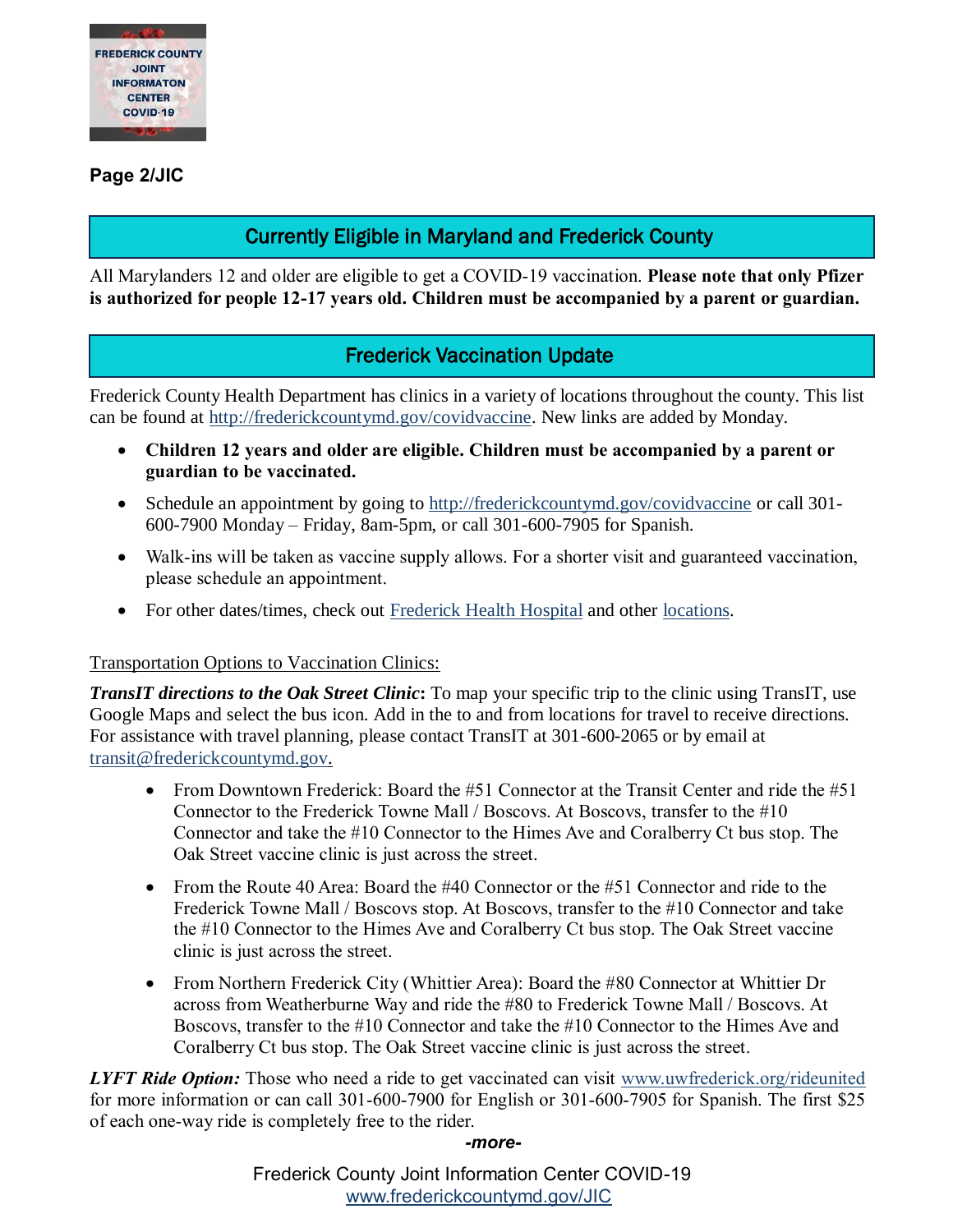## Currently Eligible in Maryland and Frederick County

All Marylanders 12 and older are eligible to get a COVID-19 vaccination. **Please note that only Pfizer is authorized for people 12-17 years old. Children must be accompanied by a parent or guardian.**

## Frederick Vaccination Update

Frederick County Health Department has clinics in a variety of locations throughout the county. This list can be found at [http://frederickcountymd.gov/covidvaccine](http://frederickcountymd.gov/covidvaccine). New links are added by Monday.

- **Children 12 years and older are eligible. Children must be accompanied by a parent or guardian to be vaccinated.**
- Schedule an appointment by going to [http://frederickcountymd.gov/covidvaccine](http://frederickcountymd.gov/covidvaccine) or call 301-600-7900 Monday – Friday, 8am-5pm, or call 301-600-7905 for Spanish.
- Walk-ins will be taken as vaccine supply allows. For a shorter visit and guaranteed vaccination, please schedule an appointment.
- For other dates/times, check out Frederick Health Hospital and other locations.

Transportation Options to Vaccination Clinics:

***TransIT directions to the Oak Street Clinic*****:** To map your specific trip to the clinic using TransIT, use Google Maps and select the bus icon. Add in the to and from locations for travel to receive directions. For assistance with travel planning, please contact TransIT at 301-600-2065 or by email at [transit@frederickcountymd.gov](mailto:transit@frederickcountymd.gov).

- From Downtown Frederick: Board the #51 Connector at the Transit Center and ride the #51 Connector to the Frederick Towne Mall / Boscovs. At Boscovs, transfer to the #10 Connector and take the #10 Connector to the Himes Ave and Coralberry Ct bus stop. The Oak Street vaccine clinic is just across the street.
- From the Route 40 Area: Board the #40 Connector or the #51 Connector and ride to the Frederick Towne Mall / Boscovs stop. At Boscovs, transfer to the #10 Connector and take the #10 Connector to the Himes Ave and Coralberry Ct bus stop. The Oak Street vaccine clinic is just across the street.
- From Northern Frederick City (Whittier Area): Board the #80 Connector at Whittier Dr across from Weatherburne Way and ride the #80 to Frederick Towne Mall / Boscovs. At Boscovs, transfer to the #10 Connector and take the #10 Connector to the Himes Ave and Coralberry Ct bus stop. The Oak Street vaccine clinic is just across the street.

***LYFT Ride Option:*** Those who need a ride to get vaccinated can visit [www.uwfrederick.org/rideunited](http://www.uwfrederick.org/rideunited) for more information or can call 301-600-7900 for English or 301-600-7905 for Spanish. The first $25 of each one-way ride is completely free to the rider.

*-more-*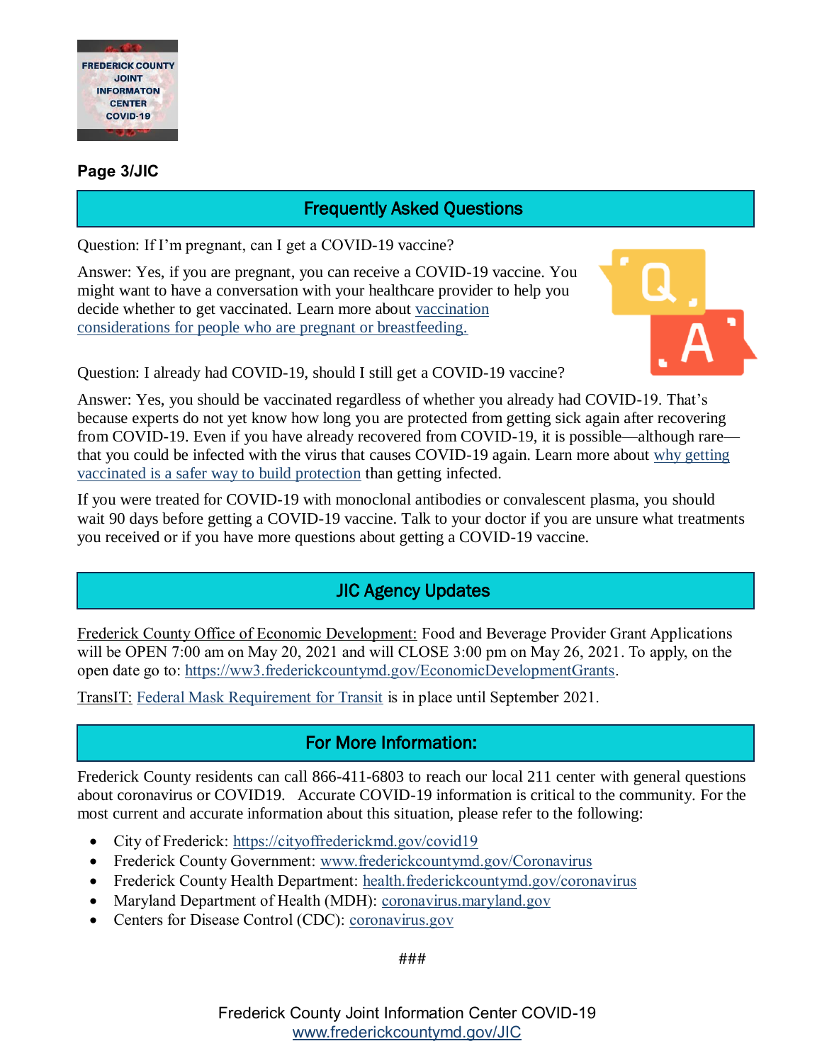**Page 3/JIC**

## Frequently Asked Questions

Question: If I'm pregnant, can I get a COVID-19 vaccine?

Answer: Yes, if you are pregnant, you can receive a COVID-19 vaccine. You might want to have a conversation with your healthcare provider to help you decide whether to get vaccinated. Learn more about vaccination considerations for people who are pregnant or breastfeeding.

Question: I already had COVID-19, should I still get a COVID-19 vaccine?

Answer: Yes, you should be vaccinated regardless of whether you already had COVID-19. That's because experts do not yet know how long you are protected from getting sick again after recovering from COVID-19. Even if you have already recovered from COVID-19, it is possible—although rare—that you could be infected with the virus that causes COVID-19 again. Learn more about why getting vaccinated is a safer way to build protection than getting infected.

If you were treated for COVID-19 with monoclonal antibodies or convalescent plasma, you should wait 90 days before getting a COVID-19 vaccine. Talk to your doctor if you are unsure what treatments you received or if you have more questions about getting a COVID-19 vaccine.

## JIC Agency Updates

Frederick County Office of Economic Development: Food and Beverage Provider Grant Applications will be OPEN 7:00 am on May 20, 2021 and will CLOSE 3:00 pm on May 26, 2021. To apply, on the open date go to: https://ww3.frederickcountymd.gov/EconomicDevelopmentGrants.

TransIT: Federal Mask Requirement for Transit is in place until September 2021.

## For More Information:

Frederick County residents can call 866-411-6803 to reach our local 211 center with general questions about coronavirus or COVID19. Accurate COVID-19 information is critical to the community. For the most current and accurate information about this situation, please refer to the following:

- City of Frederick: https://cityoffrederickmd.gov/covid19
- Frederick County Government: www.frederickcountymd.gov/Coronavirus
- Frederick County Health Department: health.frederickcountymd.gov/coronavirus
- Maryland Department of Health (MDH): coronavirus.maryland.gov
- Centers for Disease Control (CDC): coronavirus.gov

###

Frederick County Joint Information Center COVID-19
www.frederickcountymd.gov/JIC